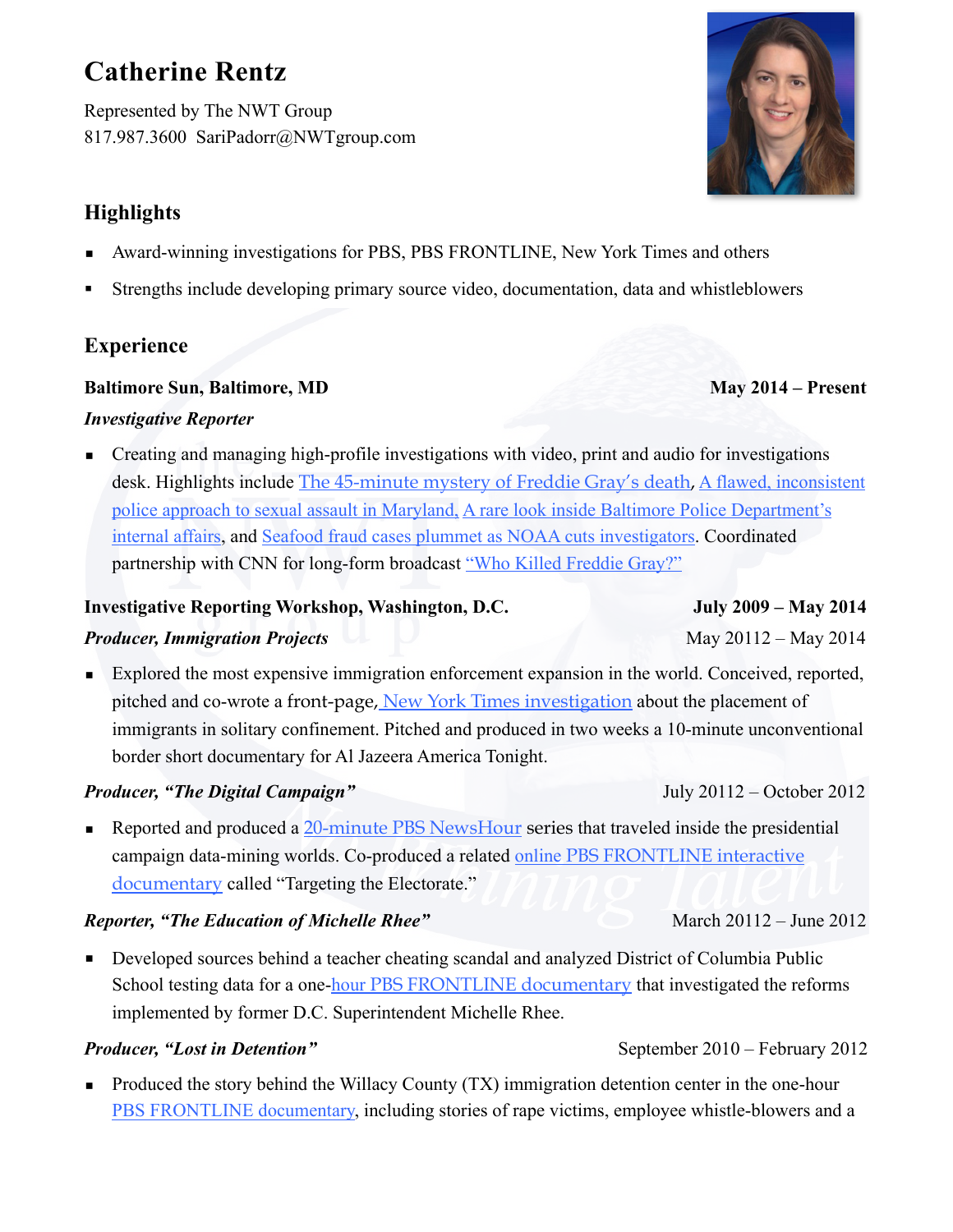# Catherine Rentz

Represented by The NWT Group
817.987.3600 SariPadorr@NWTgroup.com

## Highlights

- Award-winning investigations for PBS, PBS FRONTLINE, New York Times and others
- Strengths include developing primary source video, documentation, data and whistleblowers

## Experience

**Baltimore Sun, Baltimore, MD** **May 2014 – Present**

***Investigative Reporter***

- Creating and managing high-profile investigations with video, print and audio for investigations desk. Highlights include The 45-minute mystery of Freddie Gray's death, A flawed, inconsistent police approach to sexual assault in Maryland, A rare look inside Baltimore Police Department's internal affairs, and Seafood fraud cases plummet as NOAA cuts investigators. Coordinated partnership with CNN for long-form broadcast "Who Killed Freddie Gray?"

**Investigative Reporting Workshop, Washington, D.C.** **July 2009 – May 2014**

***Producer, Immigration Projects*** May 20112 – May 2014

- Explored the most expensive immigration enforcement expansion in the world. Conceived, reported, pitched and co-wrote a front-page, New York Times investigation about the placement of immigrants in solitary confinement. Pitched and produced in two weeks a 10-minute unconventional border short documentary for Al Jazeera America Tonight.

***Producer, "The Digital Campaign"*** July 20112 – October 2012

- Reported and produced a 20-minute PBS NewsHour series that traveled inside the presidential campaign data-mining worlds. Co-produced a related online PBS FRONTLINE interactive documentary called "Targeting the Electorate."

***Reporter, "The Education of Michelle Rhee"*** March 20112 – June 2012

- Developed sources behind a teacher cheating scandal and analyzed District of Columbia Public School testing data for a one-hour PBS FRONTLINE documentary that investigated the reforms implemented by former D.C. Superintendent Michelle Rhee.

***Producer, "Lost in Detention"*** September 2010 – February 2012

- Produced the story behind the Willacy County (TX) immigration detention center in the one-hour PBS FRONTLINE documentary, including stories of rape victims, employee whistle-blowers and a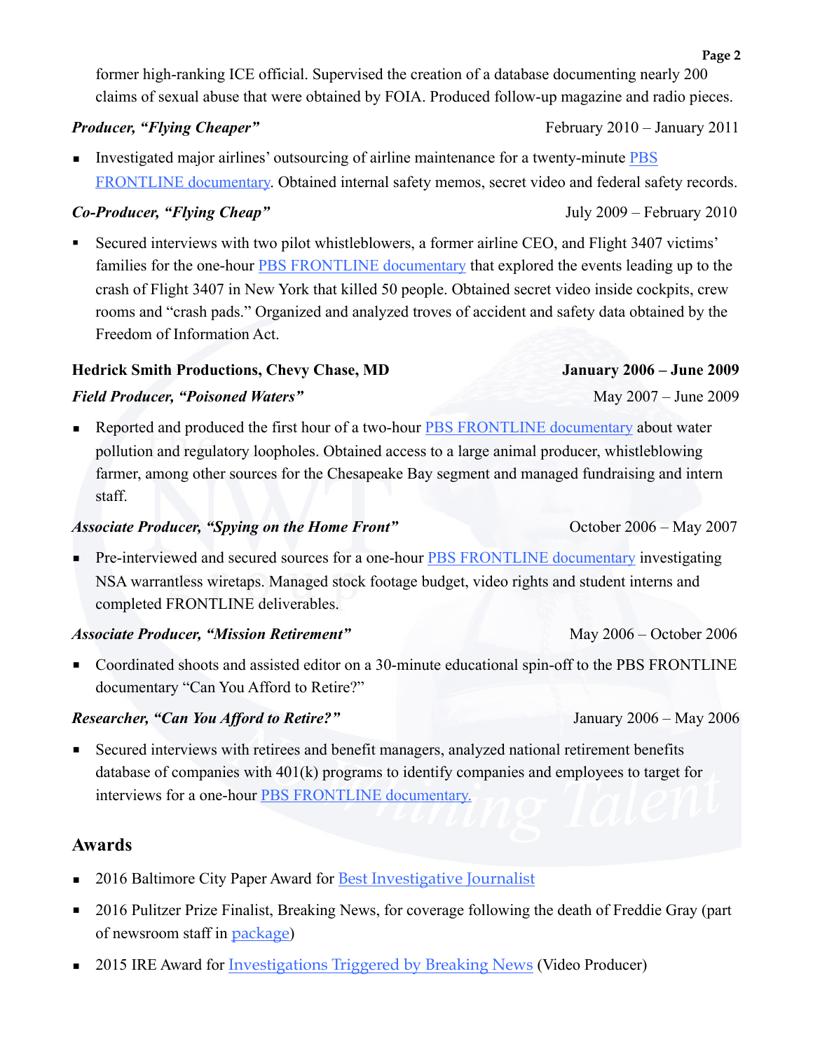former high-ranking ICE official. Supervised the creation of a database documenting nearly 200 claims of sexual abuse that were obtained by FOIA. Produced follow-up magazine and radio pieces.

***Producer, "Flying Cheaper"*** February 2010 – January 2011

- Investigated major airlines' outsourcing of airline maintenance for a twenty-minute PBS FRONTLINE documentary. Obtained internal safety memos, secret video and federal safety records.

***Co-Producer, "Flying Cheap"*** July 2009 – February 2010

- Secured interviews with two pilot whistleblowers, a former airline CEO, and Flight 3407 victims' families for the one-hour PBS FRONTLINE documentary that explored the events leading up to the crash of Flight 3407 in New York that killed 50 people. Obtained secret video inside cockpits, crew rooms and "crash pads." Organized and analyzed troves of accident and safety data obtained by the Freedom of Information Act.

**Hedrick Smith Productions, Chevy Chase, MD** **January 2006 – June 2009**

***Field Producer, "Poisoned Waters"*** May 2007 – June 2009

- Reported and produced the first hour of a two-hour PBS FRONTLINE documentary about water pollution and regulatory loopholes. Obtained access to a large animal producer, whistleblowing farmer, among other sources for the Chesapeake Bay segment and managed fundraising and intern staff.

***Associate Producer, "Spying on the Home Front"*** October 2006 – May 2007

- Pre-interviewed and secured sources for a one-hour PBS FRONTLINE documentary investigating NSA warrantless wiretaps. Managed stock footage budget, video rights and student interns and completed FRONTLINE deliverables.

***Associate Producer, "Mission Retirement"*** May 2006 – October 2006

- Coordinated shoots and assisted editor on a 30-minute educational spin-off to the PBS FRONTLINE documentary "Can You Afford to Retire?"

***Researcher, "Can You Afford to Retire?"*** January 2006 – May 2006

- Secured interviews with retirees and benefit managers, analyzed national retirement benefits database of companies with 401(k) programs to identify companies and employees to target for interviews for a one-hour PBS FRONTLINE documentary.

## Awards

- 2016 Baltimore City Paper Award for Best Investigative Journalist
- 2016 Pulitzer Prize Finalist, Breaking News, for coverage following the death of Freddie Gray (part of newsroom staff in package)
- 2015 IRE Award for Investigations Triggered by Breaking News (Video Producer)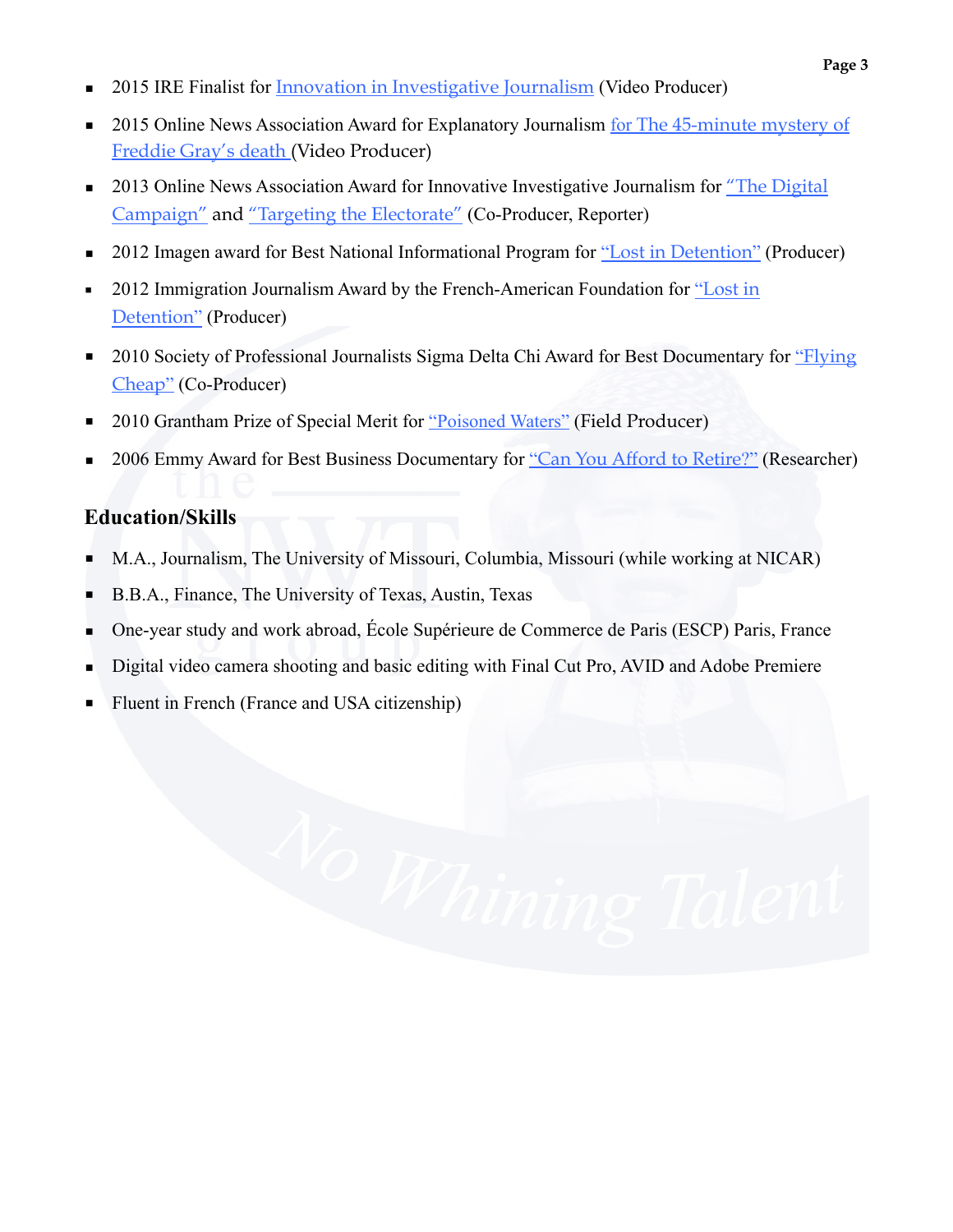- 2015 IRE Finalist for Innovation in Investigative Journalism (Video Producer)
- 2015 Online News Association Award for Explanatory Journalism for The 45-minute mystery of Freddie Gray's death (Video Producer)
- 2013 Online News Association Award for Innovative Investigative Journalism for "The Digital Campaign" and "Targeting the Electorate" (Co-Producer, Reporter)
- 2012 Imagen award for Best National Informational Program for "Lost in Detention" (Producer)
- 2012 Immigration Journalism Award by the French-American Foundation for "Lost in Detention" (Producer)
- 2010 Society of Professional Journalists Sigma Delta Chi Award for Best Documentary for "Flying Cheap" (Co-Producer)
- 2010 Grantham Prize of Special Merit for "Poisoned Waters" (Field Producer)
- 2006 Emmy Award for Best Business Documentary for "Can You Afford to Retire?" (Researcher)

## Education/Skills

- M.A., Journalism, The University of Missouri, Columbia, Missouri (while working at NICAR)
- B.B.A., Finance, The University of Texas, Austin, Texas
- One-year study and work abroad, École Supérieure de Commerce de Paris (ESCP) Paris, France
- Digital video camera shooting and basic editing with Final Cut Pro, AVID and Adobe Premiere
- Fluent in French (France and USA citizenship)